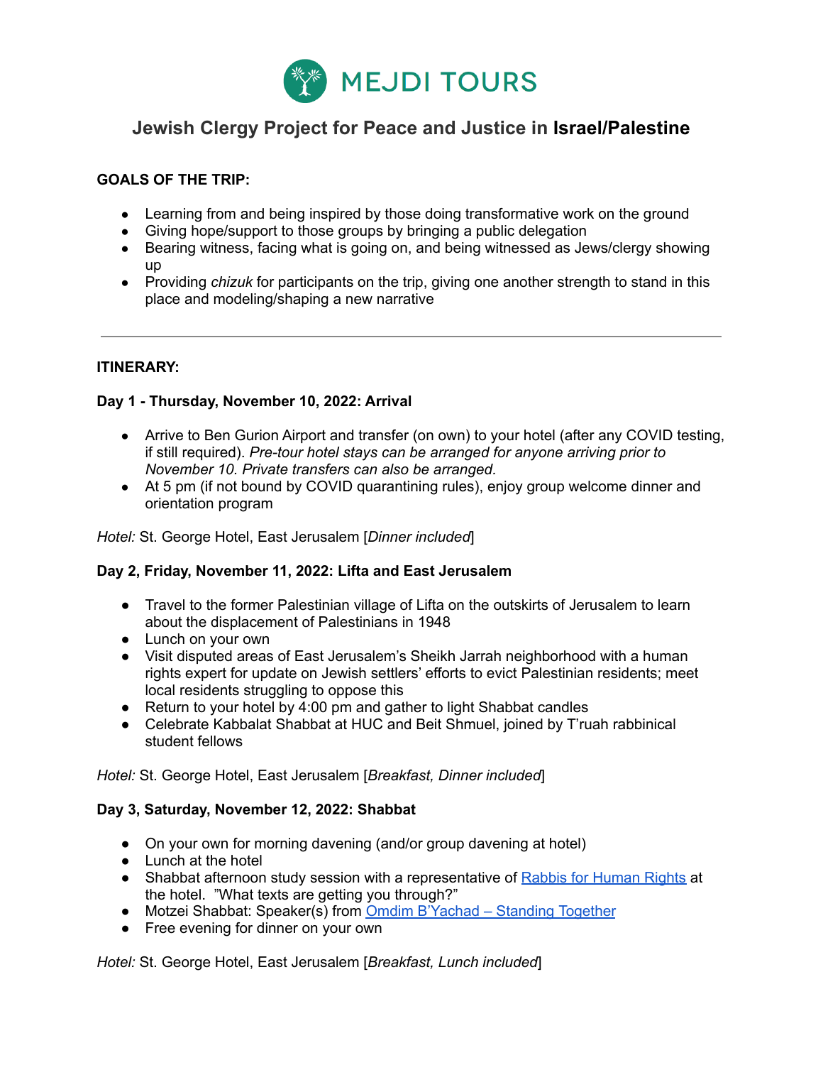MEJDI TOURS

# Jewish Clergy Project for Peace and Justice in **Israel/Palestine**

**GOALS OF THE TRIP:**

- Learning from and being inspired by those doing transformative work on the ground
- Giving hope/support to those groups by bringing a public delegation
- Bearing witness, facing what is going on, and being witnessed as Jews/clergy showing up
- Providing *chizuk* for participants on the trip, giving one another strength to stand in this place and modeling/shaping a new narrative

---

**ITINERARY:**

**Day 1 - Thursday, November 10, 2022: Arrival**

- Arrive to Ben Gurion Airport and transfer (on own) to your hotel (after any COVID testing, if still required). *Pre-tour hotel stays can be arranged for anyone arriving prior to November 10. Private transfers can also be arranged.*
- At 5 pm (if not bound by COVID quarantining rules), enjoy group welcome dinner and orientation program

*Hotel:* St. George Hotel, East Jerusalem [*Dinner included*]

**Day 2, Friday, November 11, 2022: Lifta and East Jerusalem**

- Travel to the former Palestinian village of Lifta on the outskirts of Jerusalem to learn about the displacement of Palestinians in 1948
- Lunch on your own
- Visit disputed areas of East Jerusalem's Sheikh Jarrah neighborhood with a human rights expert for update on Jewish settlers' efforts to evict Palestinian residents; meet local residents struggling to oppose this
- Return to your hotel by 4:00 pm and gather to light Shabbat candles
- Celebrate Kabbalat Shabbat at HUC and Beit Shmuel, joined by T'ruah rabbinical student fellows

*Hotel:* St. George Hotel, East Jerusalem [*Breakfast, Dinner included*]

**Day 3, Saturday, November 12, 2022: Shabbat**

- On your own for morning davening (and/or group davening at hotel)
- Lunch at the hotel
- Shabbat afternoon study session with a representative of Rabbis for Human Rights at the hotel. "What texts are getting you through?"
- Motzei Shabbat: Speaker(s) from Omdim B'Yachad – Standing Together
- Free evening for dinner on your own

*Hotel:* St. George Hotel, East Jerusalem [*Breakfast, Lunch included*]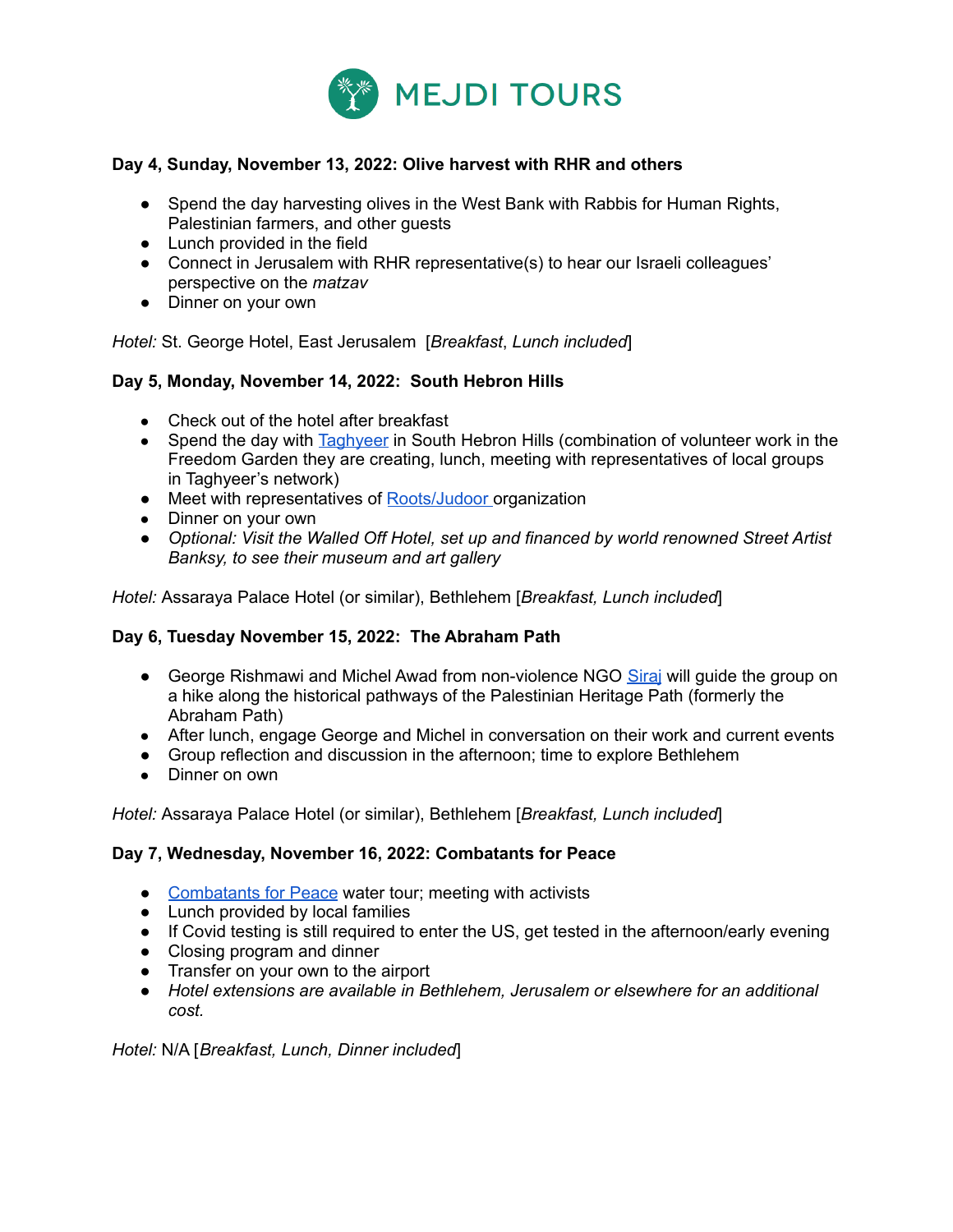MEJDI TOURS

**Day 4, Sunday, November 13, 2022: Olive harvest with RHR and others**

- Spend the day harvesting olives in the West Bank with Rabbis for Human Rights, Palestinian farmers, and other guests
- Lunch provided in the field
- Connect in Jerusalem with RHR representative(s) to hear our Israeli colleagues' perspective on the *matzav*
- Dinner on your own

*Hotel:* St. George Hotel, East Jerusalem [*Breakfast*, *Lunch included*]

**Day 5, Monday, November 14, 2022: South Hebron Hills**

- Check out of the hotel after breakfast
- Spend the day with Taghyeer in South Hebron Hills (combination of volunteer work in the Freedom Garden they are creating, lunch, meeting with representatives of local groups in Taghyeer's network)
- Meet with representatives of Roots/Judoor organization
- Dinner on your own
- *Optional: Visit the Walled Off Hotel, set up and financed by world renowned Street Artist Banksy, to see their museum and art gallery*

*Hotel:* Assaraya Palace Hotel (or similar), Bethlehem [*Breakfast, Lunch included*]

**Day 6, Tuesday November 15, 2022: The Abraham Path**

- George Rishmawi and Michel Awad from non-violence NGO Siraj will guide the group on a hike along the historical pathways of the Palestinian Heritage Path (formerly the Abraham Path)
- After lunch, engage George and Michel in conversation on their work and current events
- Group reflection and discussion in the afternoon; time to explore Bethlehem
- Dinner on own

*Hotel:* Assaraya Palace Hotel (or similar), Bethlehem [*Breakfast, Lunch included*]

**Day 7, Wednesday, November 16, 2022: Combatants for Peace**

- Combatants for Peace water tour; meeting with activists
- Lunch provided by local families
- If Covid testing is still required to enter the US, get tested in the afternoon/early evening
- Closing program and dinner
- Transfer on your own to the airport
- *Hotel extensions are available in Bethlehem, Jerusalem or elsewhere for an additional cost.*

*Hotel:* N/A [*Breakfast, Lunch, Dinner included*]